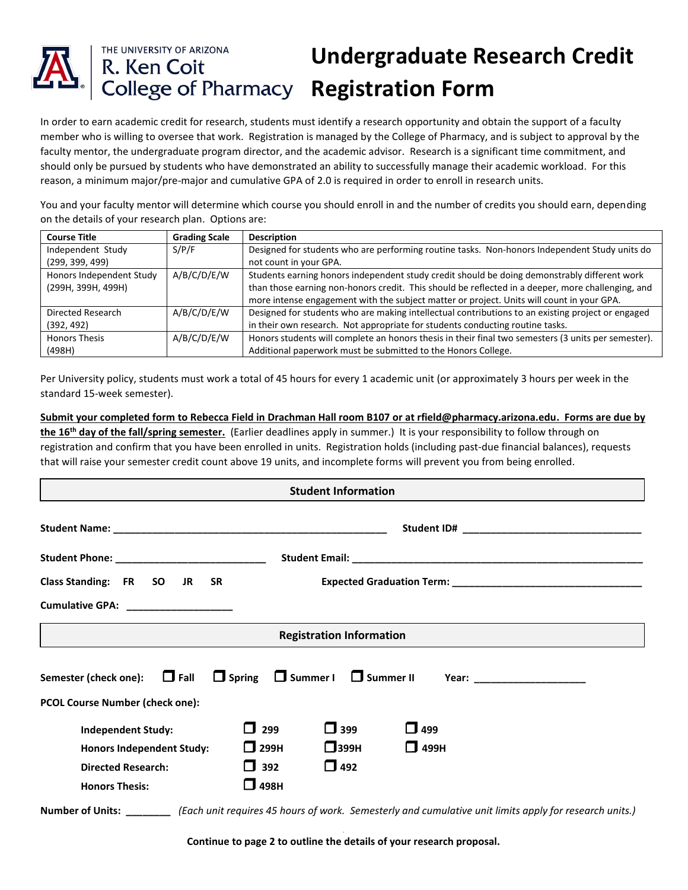THE UNIVERSITY OF ARIZONA
R. Ken Coit
College of Pharmacy

# Undergraduate Research Credit Registration Form

In order to earn academic credit for research, students must identify a research opportunity and obtain the support of a faculty member who is willing to oversee that work. Registration is managed by the College of Pharmacy, and is subject to approval by the faculty mentor, the undergraduate program director, and the academic advisor. Research is a significant time commitment, and should only be pursued by students who have demonstrated an ability to successfully manage their academic workload. For this reason, a minimum major/pre-major and cumulative GPA of 2.0 is required in order to enroll in research units.

You and your faculty mentor will determine which course you should enroll in and the number of credits you should earn, depending on the details of your research plan. Options are:

| Course Title | Grading Scale | Description |
|---|---|---|
| Independent Study (299, 399, 499) | S/P/F | Designed for students who are performing routine tasks. Non-honors Independent Study units do not count in your GPA. |
| Honors Independent Study (299H, 399H, 499H) | A/B/C/D/E/W | Students earning honors independent study credit should be doing demonstrably different work than those earning non-honors credit. This should be reflected in a deeper, more challenging, and more intense engagement with the subject matter or project. Units will count in your GPA. |
| Directed Research (392, 492) | A/B/C/D/E/W | Designed for students who are making intellectual contributions to an existing project or engaged in their own research. Not appropriate for students conducting routine tasks. |
| Honors Thesis (498H) | A/B/C/D/E/W | Honors students will complete an honors thesis in their final two semesters (3 units per semester). Additional paperwork must be submitted to the Honors College. |

Per University policy, students must work a total of 45 hours for every 1 academic unit (or approximately 3 hours per week in the standard 15-week semester).

**Submit your completed form to Rebecca Field in Drachman Hall room B107 or at rfield@pharmacy.arizona.edu. Forms are due by the 16th day of the fall/spring semester.** (Earlier deadlines apply in summer.) It is your responsibility to follow through on registration and confirm that you have been enrolled in units. Registration holds (including past-due financial balances), requests that will raise your semester credit count above 19 units, and incomplete forms will prevent you from being enrolled.

## Student Information

**Student Name:** ______________________________ **Student ID#** ______________________

**Student Phone:** ______________________ **Student Email:** ______________________________

**Class Standing:** FR SO JR SR **Expected Graduation Term:** ______________________

**Cumulative GPA:** ______________

## Registration Information

**Semester (check one):** ☐ Fall ☐ Spring ☐ Summer I ☐ Summer II **Year:** ______________

**PCOL Course Number (check one):**

| | | | |
|---|---|---|---|
| **Independent Study:** | ☐ 299 | ☐ 399 | ☐ 499 |
| **Honors Independent Study:** | ☐ 299H | ☐ 399H | ☐ 499H |
| **Directed Research:** | ☐ 392 | ☐ 492 | |
| **Honors Thesis:** | ☐ 498H | | |

**Number of Units:** _______ *(Each unit requires 45 hours of work. Semesterly and cumulative unit limits apply for research units.)*

**Continue to page 2 to outline the details of your research proposal.**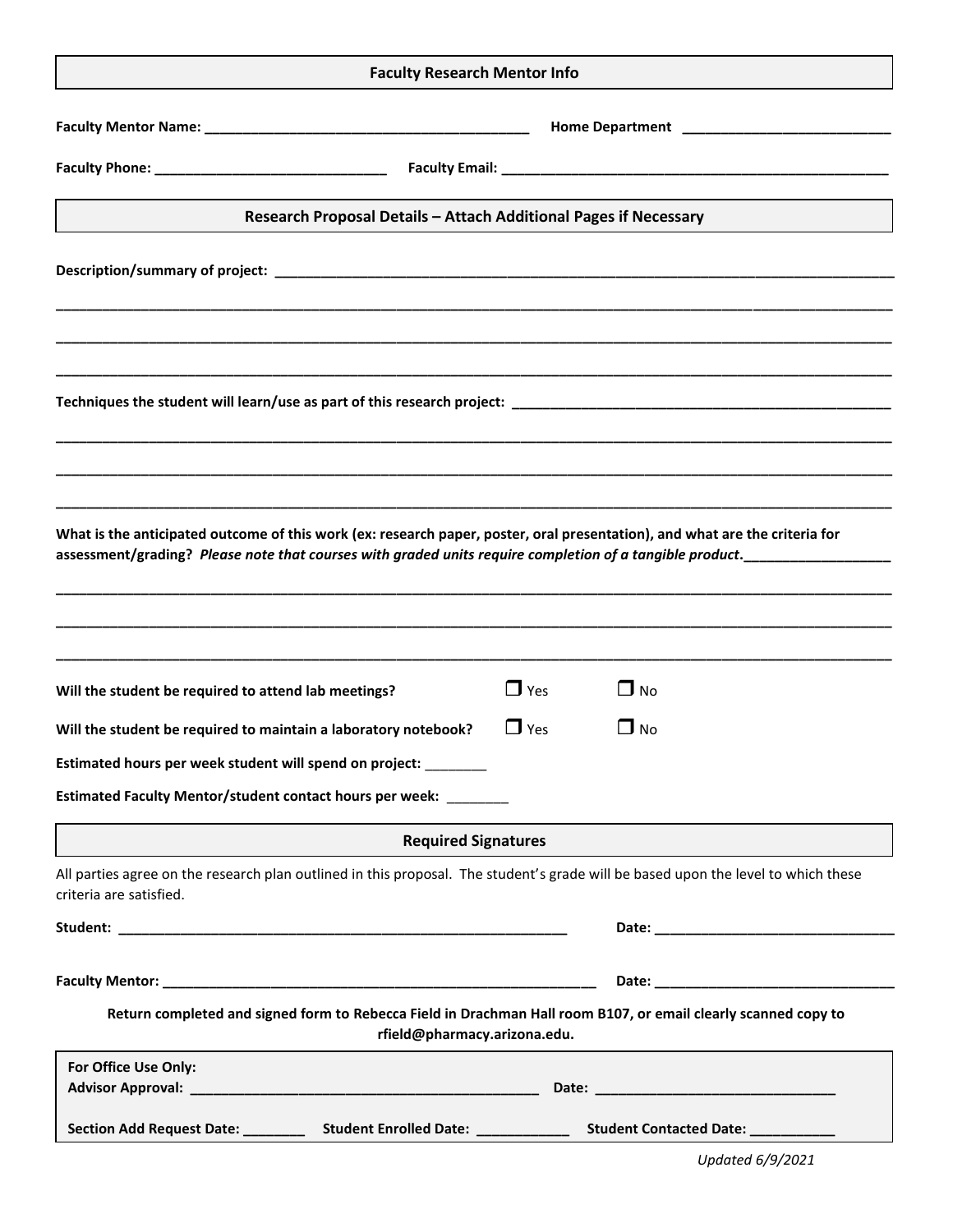## Faculty Research Mentor Info

**Faculty Mentor Name:** ________________________________________ **Home Department** __________________________

**Faculty Phone:** ______________________________ **Faculty Email:** ___________________________________________________

## Research Proposal Details – Attach Additional Pages if Necessary

**Description/summary of project:** ___________________________________________________________________________________

______________________________________________________________________________________________________________

______________________________________________________________________________________________________________

______________________________________________________________________________________________________________

**Techniques the student will learn/use as part of this research project:** __________________________________________________

______________________________________________________________________________________________________________

______________________________________________________________________________________________________________

______________________________________________________________________________________________________________

**What is the anticipated outcome of this work (ex: research paper, poster, oral presentation), and what are the criteria for assessment/grading?** ***Please note that courses with graded units require completion of a tangible product.*** ___________________

______________________________________________________________________________________________________________

______________________________________________________________________________________________________________

______________________________________________________________________________________________________________

**Will the student be required to attend lab meetings?** ☐ Yes ☐ No

**Will the student be required to maintain a laboratory notebook?** ☐ Yes ☐ No

**Estimated hours per week student will spend on project:** ________

**Estimated Faculty Mentor/student contact hours per week:** ________

## Required Signatures

All parties agree on the research plan outlined in this proposal. The student's grade will be based upon the level to which these criteria are satisfied.

**Student:** ___________________________________________________________ **Date:** _______________________________

**Faculty Mentor:** _______________________________________________________ **Date:** _______________________________

**Return completed and signed form to Rebecca Field in Drachman Hall room B107, or email clearly scanned copy to rfield@pharmacy.arizona.edu.**

**For Office Use Only:**
**Advisor Approval:** _____________________________________________ **Date:** _______________________________

**Section Add Request Date:** ________ **Student Enrolled Date:** ____________ **Student Contacted Date:** ___________

*Updated 6/9/2021*